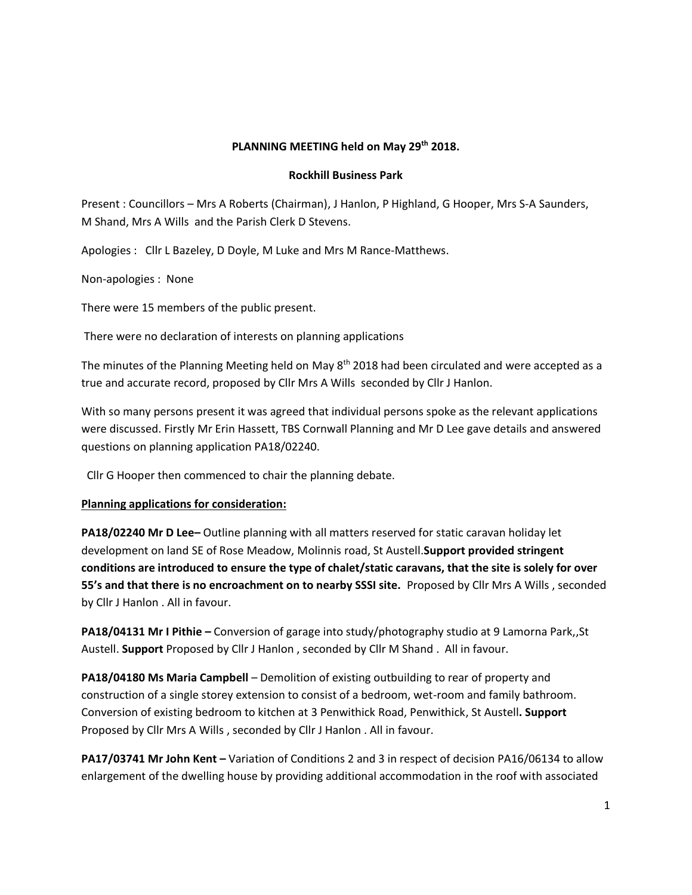**PLANNING MEETING held on May 29th 2018.**

**Rockhill Business Park**

Present : Councillors – Mrs A Roberts (Chairman), J Hanlon, P Highland, G Hooper, Mrs S-A Saunders, M Shand, Mrs A Wills and the Parish Clerk D Stevens.

Apologies : Cllr L Bazeley, D Doyle, M Luke and Mrs M Rance-Matthews.

Non-apologies : None

There were 15 members of the public present.

There were no declaration of interests on planning applications

The minutes of the Planning Meeting held on May 8th 2018 had been circulated and were accepted as a true and accurate record, proposed by Cllr Mrs A Wills seconded by Cllr J Hanlon.

With so many persons present it was agreed that individual persons spoke as the relevant applications were discussed. Firstly Mr Erin Hassett, TBS Cornwall Planning and Mr D Lee gave details and answered questions on planning application PA18/02240.

Cllr G Hooper then commenced to chair the planning debate.

**Planning applications for consideration:**

**PA18/02240 Mr D Lee–** Outline planning with all matters reserved for static caravan holiday let development on land SE of Rose Meadow, Molinnis road, St Austell.**Support provided stringent conditions are introduced to ensure the type of chalet/static caravans, that the site is solely for over 55's and that there is no encroachment on to nearby SSSI site.** Proposed by Cllr Mrs A Wills , seconded by Cllr J Hanlon . All in favour.

**PA18/04131 Mr I Pithie –** Conversion of garage into study/photography studio at 9 Lamorna Park,,St Austell. **Support** Proposed by Cllr J Hanlon , seconded by Cllr M Shand . All in favour.

**PA18/04180 Ms Maria Campbell** – Demolition of existing outbuilding to rear of property and construction of a single storey extension to consist of a bedroom, wet-room and family bathroom. Conversion of existing bedroom to kitchen at 3 Penwithick Road, Penwithick, St Austell**. Support** Proposed by Cllr Mrs A Wills , seconded by Cllr J Hanlon . All in favour.

**PA17/03741 Mr John Kent –** Variation of Conditions 2 and 3 in respect of decision PA16/06134 to allow enlargement of the dwelling house by providing additional accommodation in the roof with associated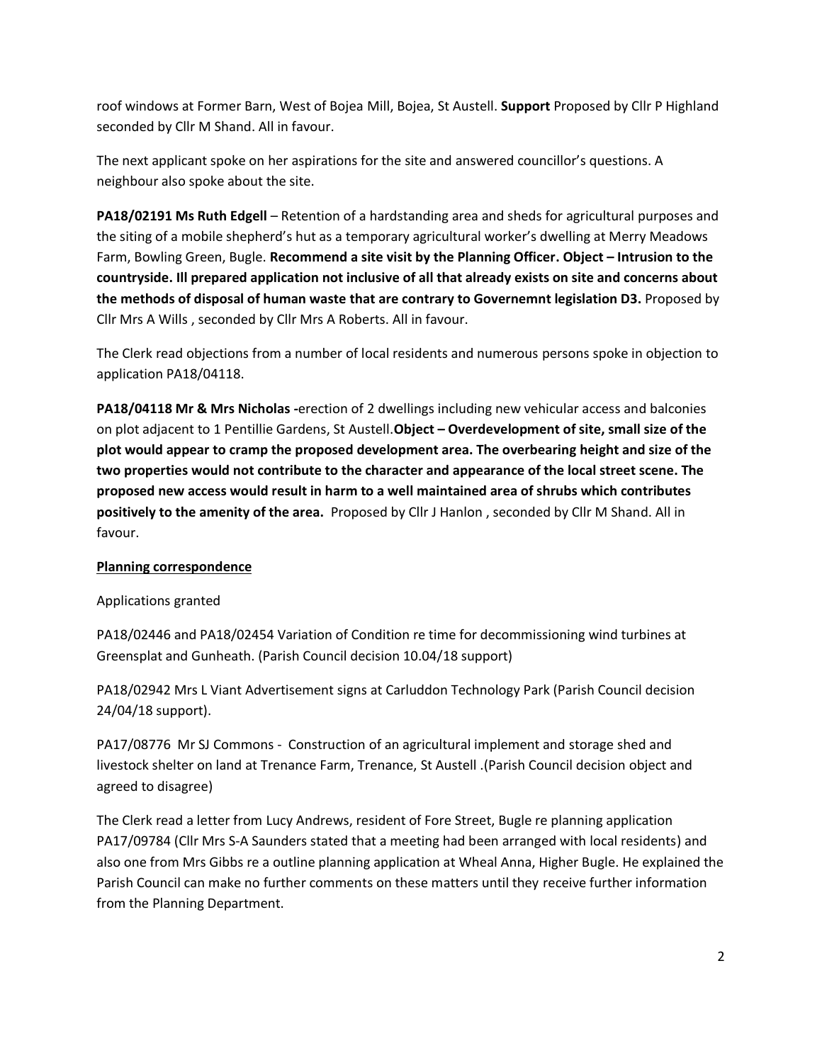roof windows at Former Barn, West of Bojea Mill, Bojea, St Austell. **Support** Proposed by Cllr P Highland seconded by Cllr M Shand. All in favour.

The next applicant spoke on her aspirations for the site and answered councillor's questions. A neighbour also spoke about the site.

**PA18/02191 Ms Ruth Edgell** – Retention of a hardstanding area and sheds for agricultural purposes and the siting of a mobile shepherd's hut as a temporary agricultural worker's dwelling at Merry Meadows Farm, Bowling Green, Bugle. **Recommend a site visit by the Planning Officer. Object – Intrusion to the countryside. Ill prepared application not inclusive of all that already exists on site and concerns about the methods of disposal of human waste that are contrary to Governemnt legislation D3.** Proposed by Cllr Mrs A Wills , seconded by Cllr Mrs A Roberts. All in favour.

The Clerk read objections from a number of local residents and numerous persons spoke in objection to application PA18/04118.

**PA18/04118 Mr & Mrs Nicholas -**erection of 2 dwellings including new vehicular access and balconies on plot adjacent to 1 Pentillie Gardens, St Austell.**Object – Overdevelopment of site, small size of the plot would appear to cramp the proposed development area. The overbearing height and size of the two properties would not contribute to the character and appearance of the local street scene. The proposed new access would result in harm to a well maintained area of shrubs which contributes positively to the amenity of the area.** Proposed by Cllr J Hanlon , seconded by Cllr M Shand. All in favour.

**Planning correspondence**

Applications granted

PA18/02446 and PA18/02454 Variation of Condition re time for decommissioning wind turbines at Greensplat and Gunheath. (Parish Council decision 10.04/18 support)

PA18/02942 Mrs L Viant Advertisement signs at Carluddon Technology Park (Parish Council decision 24/04/18 support).

PA17/08776 Mr SJ Commons - Construction of an agricultural implement and storage shed and livestock shelter on land at Trenance Farm, Trenance, St Austell .(Parish Council decision object and agreed to disagree)

The Clerk read a letter from Lucy Andrews, resident of Fore Street, Bugle re planning application PA17/09784 (Cllr Mrs S-A Saunders stated that a meeting had been arranged with local residents) and also one from Mrs Gibbs re a outline planning application at Wheal Anna, Higher Bugle. He explained the Parish Council can make no further comments on these matters until they receive further information from the Planning Department.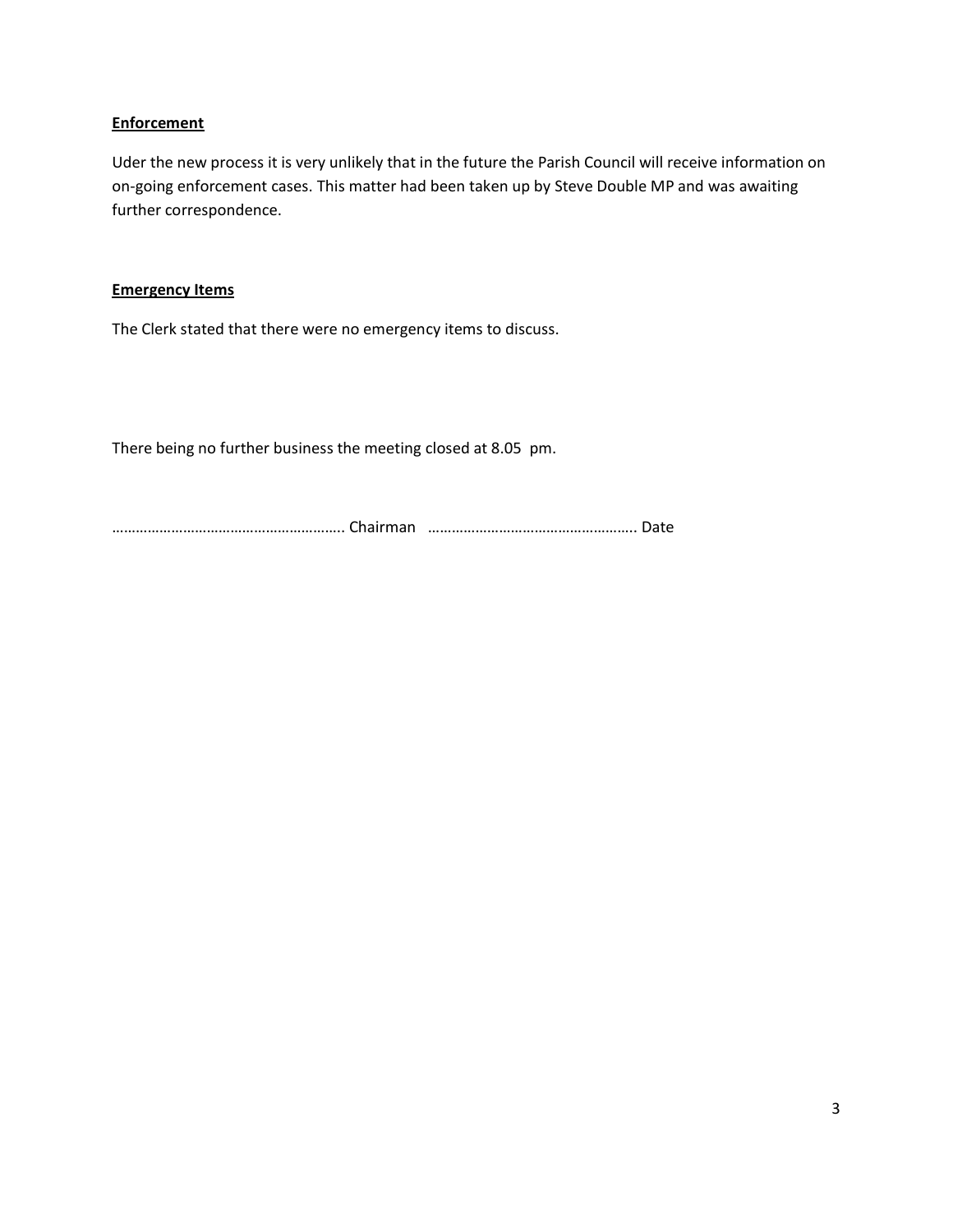**Enforcement**

Uder the new process it is very unlikely that in the future the Parish Council will receive information on on-going enforcement cases. This matter had been taken up by Steve Double MP and was awaiting further correspondence.

**Emergency Items**

The Clerk stated that there were no emergency items to discuss.

There being no further business the meeting closed at 8.05 pm.

………………………………………………….. Chairman ……………………………………………. Date